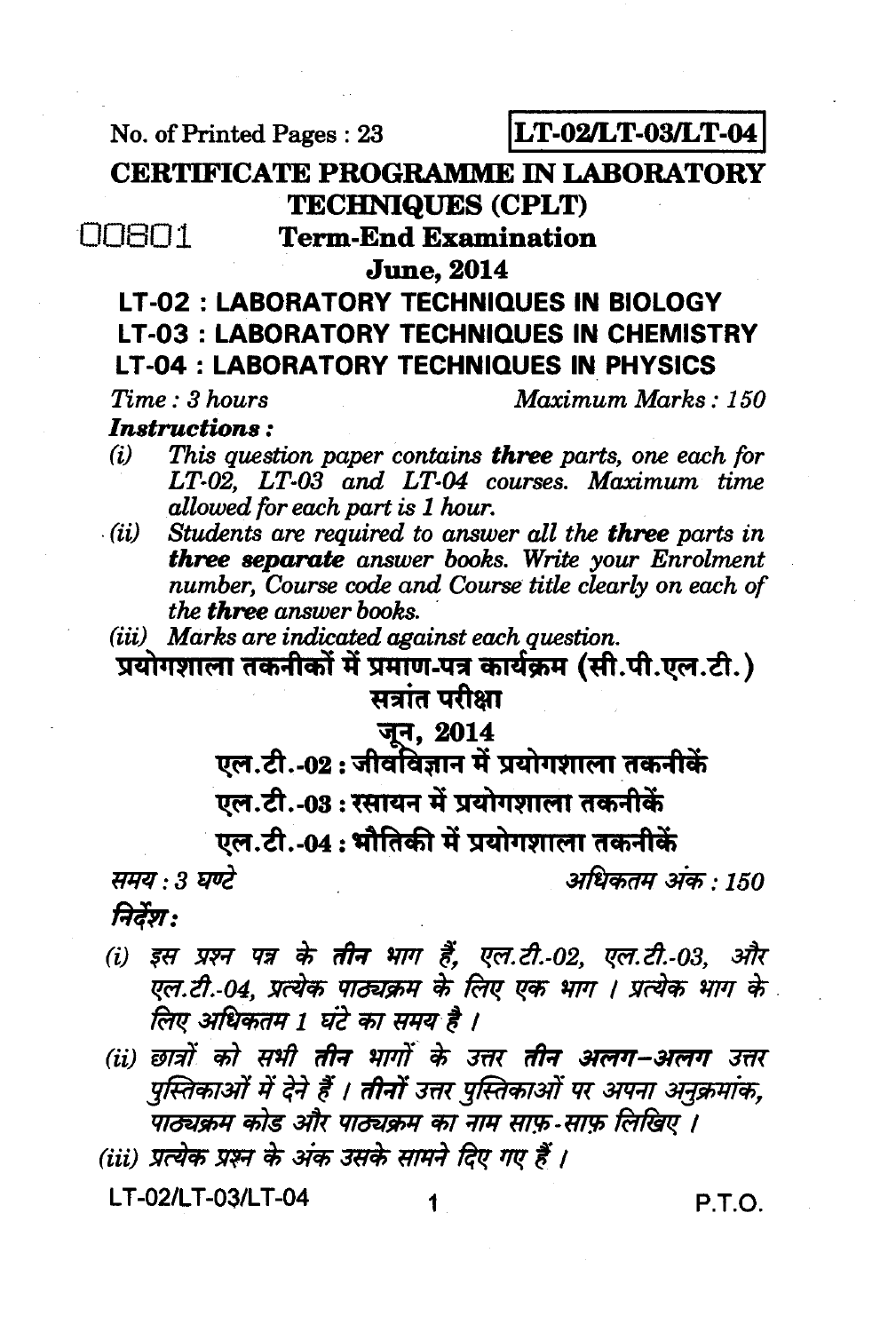No. of Printed Pages : 23

**LT-02/LT-03/LT-04**

# CERTIFICATE PROGRAMME IN LABORATORY TECHNIQUES (CPLT)

00801

## Term-End Examination

## June, 2014

## LT-02 : LABORATORY TECHNIQUES IN BIOLOGY
## LT-03 : LABORATORY TECHNIQUES IN CHEMISTRY
## LT-04 : LABORATORY TECHNIQUES IN PHYSICS

*Time : 3 hours* *Maximum Marks : 150*

***Instructions :***

*(i) This question paper contains **three** parts, one each for LT-02, LT-03 and LT-04 courses. Maximum time allowed for each part is 1 hour.*

*(ii) Students are required to answer all the **three** parts in **three separate** answer books. Write your Enrolment number, Course code and Course title clearly on each of the **three** answer books.*

*(iii) Marks are indicated against each question.*

# प्रयोगशाला तकनीकों में प्रमाण-पत्र कार्यक्रम (सी.पी.एल.टी.)

## सत्रांत परीक्षा

## जून, 2014

## एल.टी.-02 : जीवविज्ञान में प्रयोगशाला तकनीकें
## एल.टी.-03 : रसायन में प्रयोगशाला तकनीकें
## एल.टी.-04 : भौतिकी में प्रयोगशाला तकनीकें

*समय : 3 घण्टे* *अधिकतम अंक : 150*

***निर्देश :***

*(i) इस प्रश्न पत्र के **तीन** भाग हैं, एल.टी.-02, एल.टी.-03, और एल.टी.-04, प्रत्येक पाठ्यक्रम के लिए एक भाग । प्रत्येक भाग के लिए अधिकतम 1 घंटे का समय है ।*

*(ii) छात्रों को सभी **तीन** भागों के उत्तर **तीन अलग-अलग** उत्तर पुस्तिकाओं में देने हैं । तीनों उत्तर पुस्तिकाओं पर अपना अनुक्रमांक, पाठ्यक्रम कोड और पाठ्यक्रम का नाम साफ़-साफ़ लिखिए ।*

*(iii) प्रत्येक प्रश्न के अंक उसके सामने दिए गए हैं ।*

P.T.O.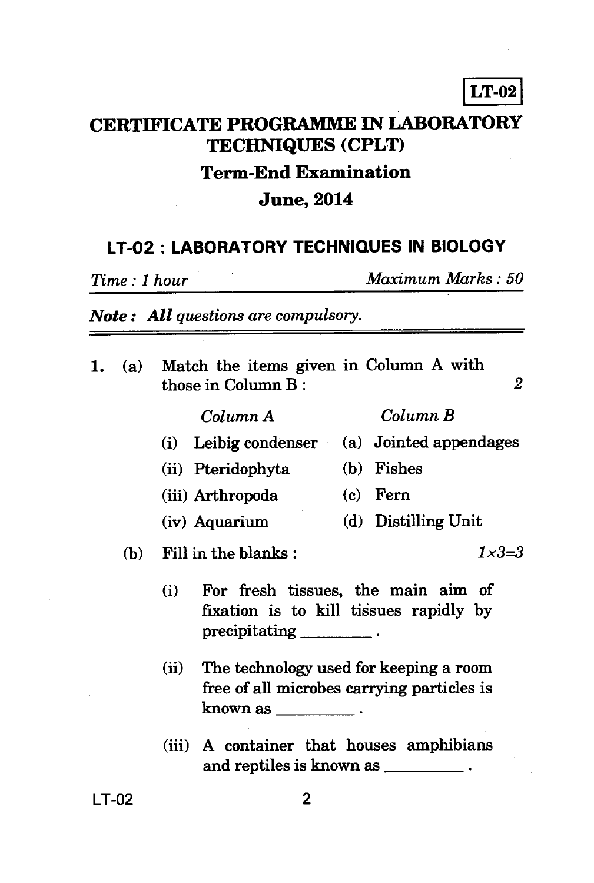**LT-02**

# CERTIFICATE PROGRAMME IN LABORATORY TECHNIQUES (CPLT)

## Term-End Examination

## June, 2014

### LT-02 : LABORATORY TECHNIQUES IN BIOLOGY

*Time : 1 hour* *Maximum Marks : 50*

***Note :*** ***All*** *questions are compulsory.*

1. (a) Match the items given in Column A with those in Column B : *2*

| *Column A* | *Column B* |
|---|---|
| (i) Leibig condenser | (a) Jointed appendages |
| (ii) Pteridophyta | (b) Fishes |
| (iii) Arthropoda | (c) Fern |
| (iv) Aquarium | (d) Distilling Unit |

(b) Fill in the blanks : *1×3=3*

(i) For fresh tissues, the main aim of fixation is to kill tissues rapidly by precipitating ________ .

(ii) The technology used for keeping a room free of all microbes carrying particles is known as ________ .

(iii) A container that houses amphibians and reptiles is known as ________ .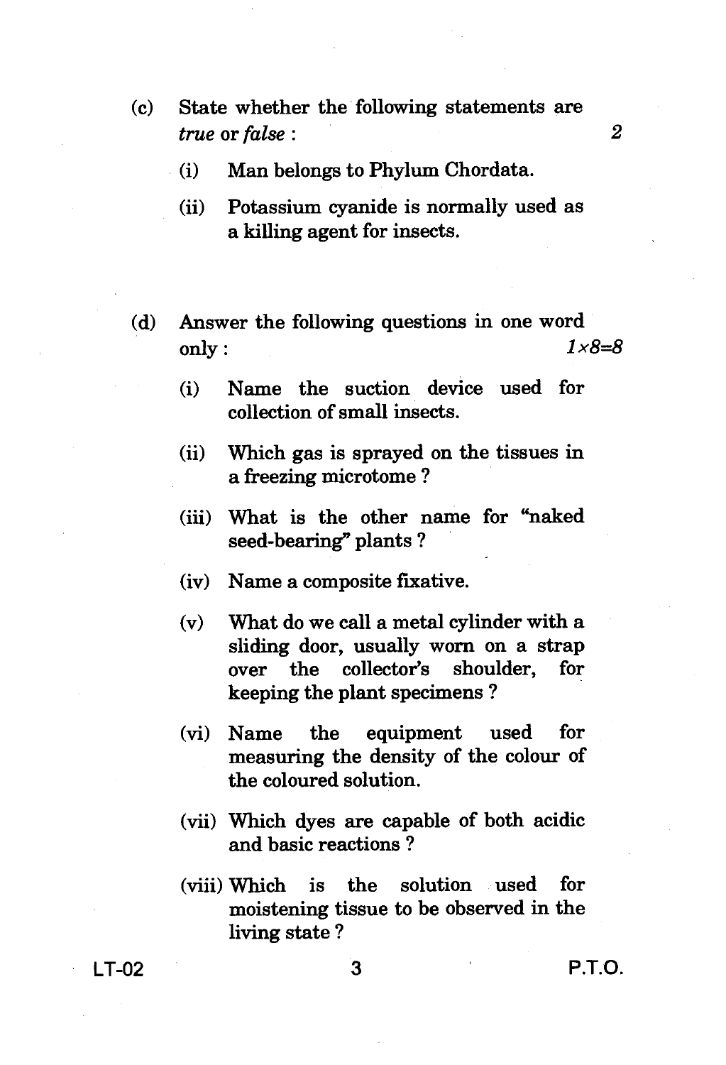(c) State whether the following statements are *true* or *false* : 2

(i) Man belongs to Phylum Chordata.

(ii) Potassium cyanide is normally used as a killing agent for insects.

(d) Answer the following questions in one word only : *1×8=8*

(i) Name the suction device used for collection of small insects.

(ii) Which gas is sprayed on the tissues in a freezing microtome ?

(iii) What is the other name for "naked seed-bearing" plants ?

(iv) Name a composite fixative.

(v) What do we call a metal cylinder with a sliding door, usually worn on a strap over the collector's shoulder, for keeping the plant specimens ?

(vi) Name the equipment used for measuring the density of the colour of the coloured solution.

(vii) Which dyes are capable of both acidic and basic reactions ?

(viii) Which is the solution used for moistening tissue to be observed in the living state ?

LT-02 P.T.O.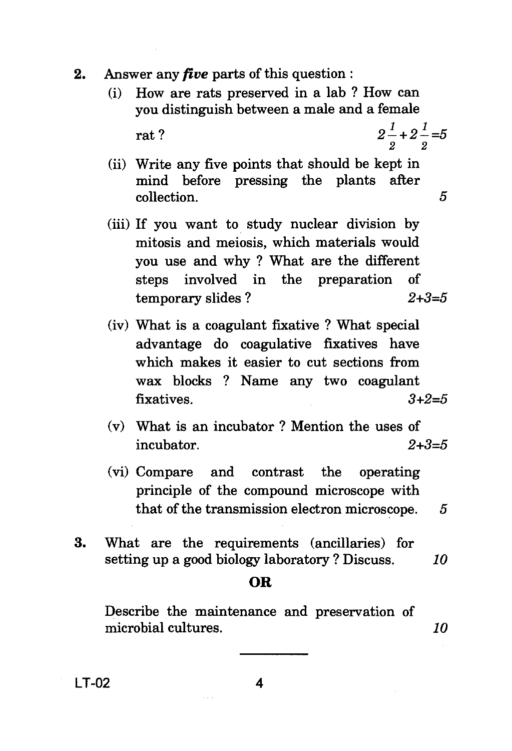2. Answer any ***five*** parts of this question :

   (i) How are rats preserved in a lab ? How can you distinguish between a male and a female rat ? $2\frac{1}{2}+2\frac{1}{2}=5$

   (ii) Write any five points that should be kept in mind before pressing the plants after collection. 5

   (iii) If you want to study nuclear division by mitosis and meiosis, which materials would you use and why ? What are the different steps involved in the preparation of temporary slides ? *2+3=5*

   (iv) What is a coagulant fixative ? What special advantage do coagulative fixatives have which makes it easier to cut sections from wax blocks ? Name any two coagulant fixatives. *3+2=5*

   (v) What is an incubator ? Mention the uses of incubator. *2+3=5*

   (vi) Compare and contrast the operating principle of the compound microscope with that of the transmission electron microscope. 5

3. What are the requirements (ancillaries) for setting up a good biology laboratory ? Discuss. *10*

**OR**

Describe the maintenance and preservation of microbial cultures. *10*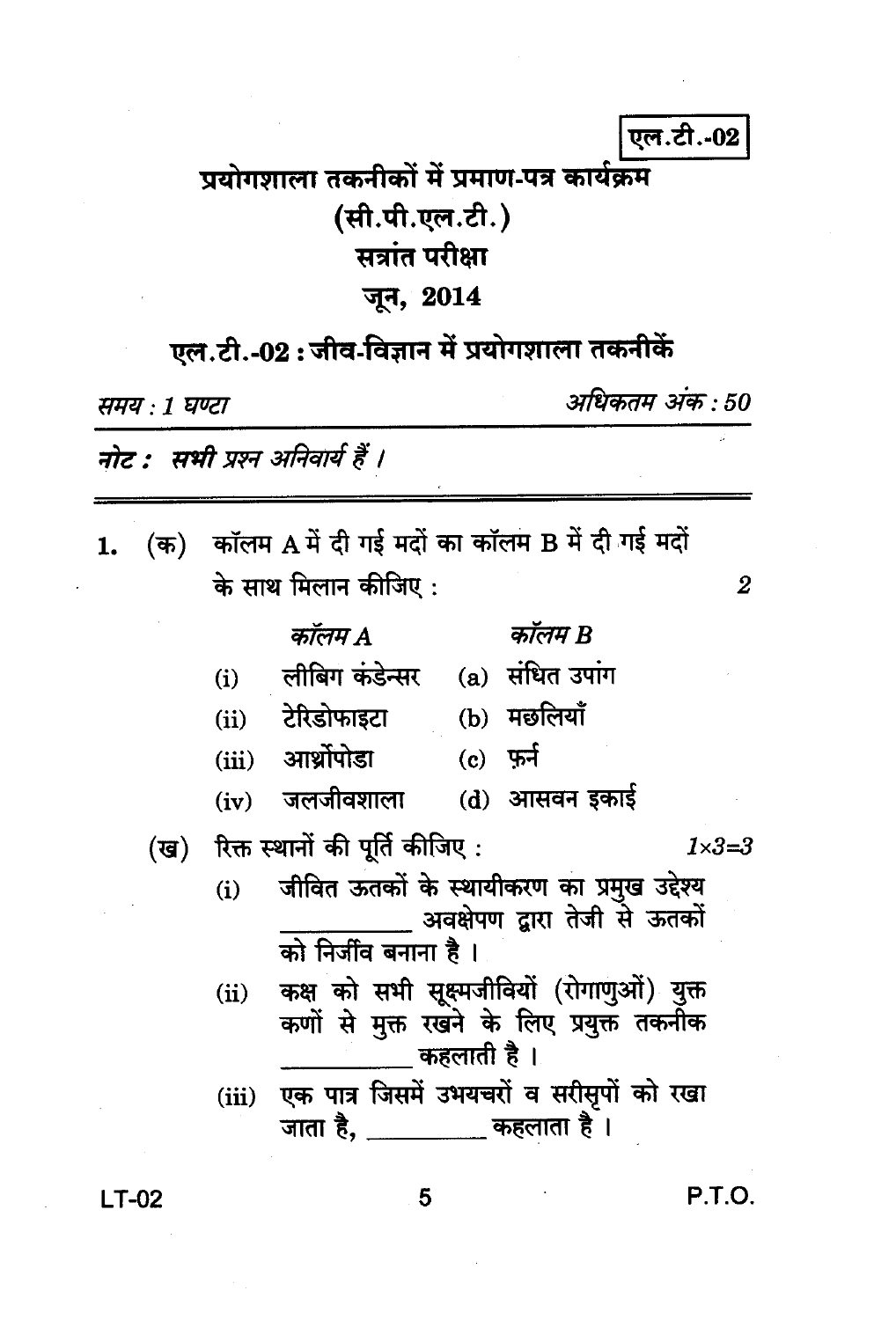एल.टी.-02

# प्रयोगशाला तकनीकों में प्रमाण-पत्र कार्यक्रम
## (सी.पी.एल.टी.)
## सत्रांत परीक्षा
## जून, 2014

### एल.टी.-02 : जीव-विज्ञान में प्रयोगशाला तकनीकें

*समय : 1 घण्टा* *अधिकतम अंक : 50*

***नोट : सभी प्रश्न अनिवार्य हैं ।***

1. (क) कॉलम A में दी गई मदों का कॉलम B में दी गई मदों के साथ मिलान कीजिए : 2

| | *कॉलम A* | | *कॉलम B* |
|---|---|---|---|
| (i) | लीबिग कंडेन्सर | (a) | संधित उपांग |
| (ii) | टेरिडोफाइटा | (b) | मछलियाँ |
| (iii) | आर्थ्रोपोडा | (c) | फ़र्न |
| (iv) | जलजीवशाला | (d) | आसवन इकाई |

(ख) रिक्त स्थानों की पूर्ति कीजिए : 1×3=3

(i) जीवित ऊतकों के स्थायीकरण का प्रमुख उद्देश्य __________ अवक्षेपण द्वारा तेजी से ऊतकों को निर्जीव बनाना है ।

(ii) कक्ष को सभी सूक्ष्मजीवियों (रोगाणुओं) युक्त कणों से मुक्त रखने के लिए प्रयुक्त तकनीक __________ कहलाती है ।

(iii) एक पात्र जिसमें उभयचरों व सरीसृपों को रखा जाता है, __________ कहलाता है ।

P.T.O.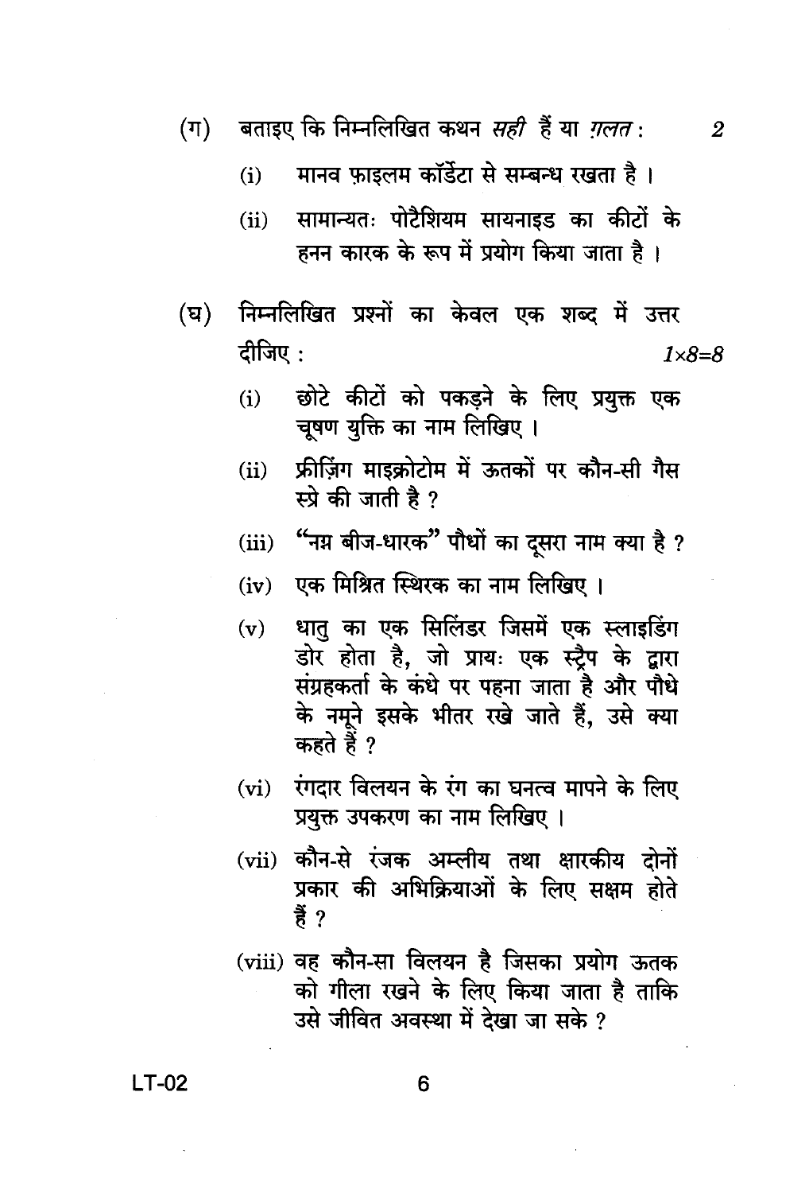(ग) बताइए कि निम्नलिखित कथन *सही* हैं या *ग़लत* : 2

(i) मानव फ़ाइलम कॉर्डेटा से सम्बन्ध रखता है ।

(ii) सामान्यतः पोटैशियम सायनाइड का कीटों के हनन कारक के रूप में प्रयोग किया जाता है ।

(घ) निम्नलिखित प्रश्नों का केवल एक शब्द में उत्तर दीजिए : *1×8=8*

(i) छोटे कीटों को पकड़ने के लिए प्रयुक्त एक चूषण युक्ति का नाम लिखिए ।

(ii) फ्रीज़िंग माइक्रोटोम में ऊतकों पर कौन-सी गैस स्प्रे की जाती है ?

(iii) "नग्न बीज-धारक" पौधों का दूसरा नाम क्या है ?

(iv) एक मिश्रित स्थिरक का नाम लिखिए ।

(v) धातु का एक सिलिंडर जिसमें एक स्लाइडिंग डोर होता है, जो प्रायः एक स्ट्रैप के द्वारा संग्रहकर्ता के कंधे पर पहना जाता है और पौधे के नमूने इसके भीतर रखे जाते हैं, उसे क्या कहते हैं ?

(vi) रंगदार विलयन के रंग का घनत्व मापने के लिए प्रयुक्त उपकरण का नाम लिखिए ।

(vii) कौन-से रंजक अम्लीय तथा क्षारकीय दोनों प्रकार की अभिक्रियाओं के लिए सक्षम होते हैं ?

(viii) वह कौन-सा विलयन है जिसका प्रयोग ऊतक को गीला रखने के लिए किया जाता है ताकि उसे जीवित अवस्था में देखा जा सके ?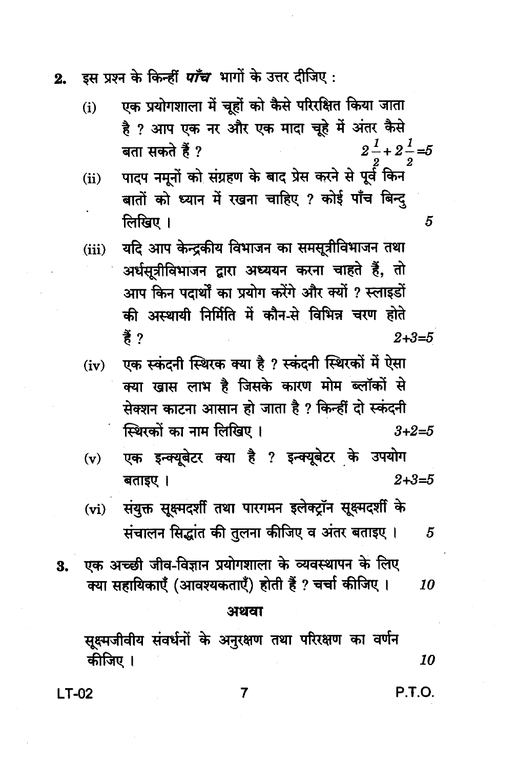2. इस प्रश्न के किन्हीं ***पाँच*** भागों के उत्तर दीजिए :

   (i) एक प्रयोगशाला में चूहों को कैसे परिरक्षित किया जाता है ? आप एक नर और एक मादा चूहे में अंतर कैसे बता सकते हैं ? $2\frac{1}{2}+2\frac{1}{2}=5$

   (ii) पादप नमूनों को संग्रहण के बाद प्रेस करने से पूर्व किन बातों को ध्यान में रखना चाहिए ? कोई पाँच बिन्दु लिखिए । 5

   (iii) यदि आप केन्द्रकीय विभाजन का समसूत्रीविभाजन तथा अर्धसूत्रीविभाजन द्वारा अध्ययन करना चाहते हैं, तो आप किन पदार्थों का प्रयोग करेंगे और क्यों ? स्लाइडों की अस्थायी निर्मिति में कौन-से विभिन्न चरण होते हैं ? $2+3=5$

   (iv) एक स्कंदनी स्थिरक क्या है ? स्कंदनी स्थिरकों में ऐसा क्या खास लाभ है जिसके कारण मोम ब्लॉकों से सेक्शन काटना आसान हो जाता है ? किन्हीं दो स्कंदनी स्थिरकों का नाम लिखिए । $3+2=5$

   (v) एक इन्क्यूबेटर क्या है ? इन्क्यूबेटर के उपयोग बताइए । $2+3=5$

   (vi) संयुक्त सूक्ष्मदर्शी तथा पारगमन इलेक्ट्रॉन सूक्ष्मदर्शी के संचालन सिद्धांत की तुलना कीजिए व अंतर बताइए । 5

3. एक अच्छी जीव-विज्ञान प्रयोगशाला के व्यवस्थापन के लिए क्या सहायिकाएँ (आवश्यकताएँ) होती हैं ? चर्चा कीजिए । 10

**अथवा**

सूक्ष्मजीवीय संवर्धनों के अनुरक्षण तथा परिरक्षण का वर्णन कीजिए । 10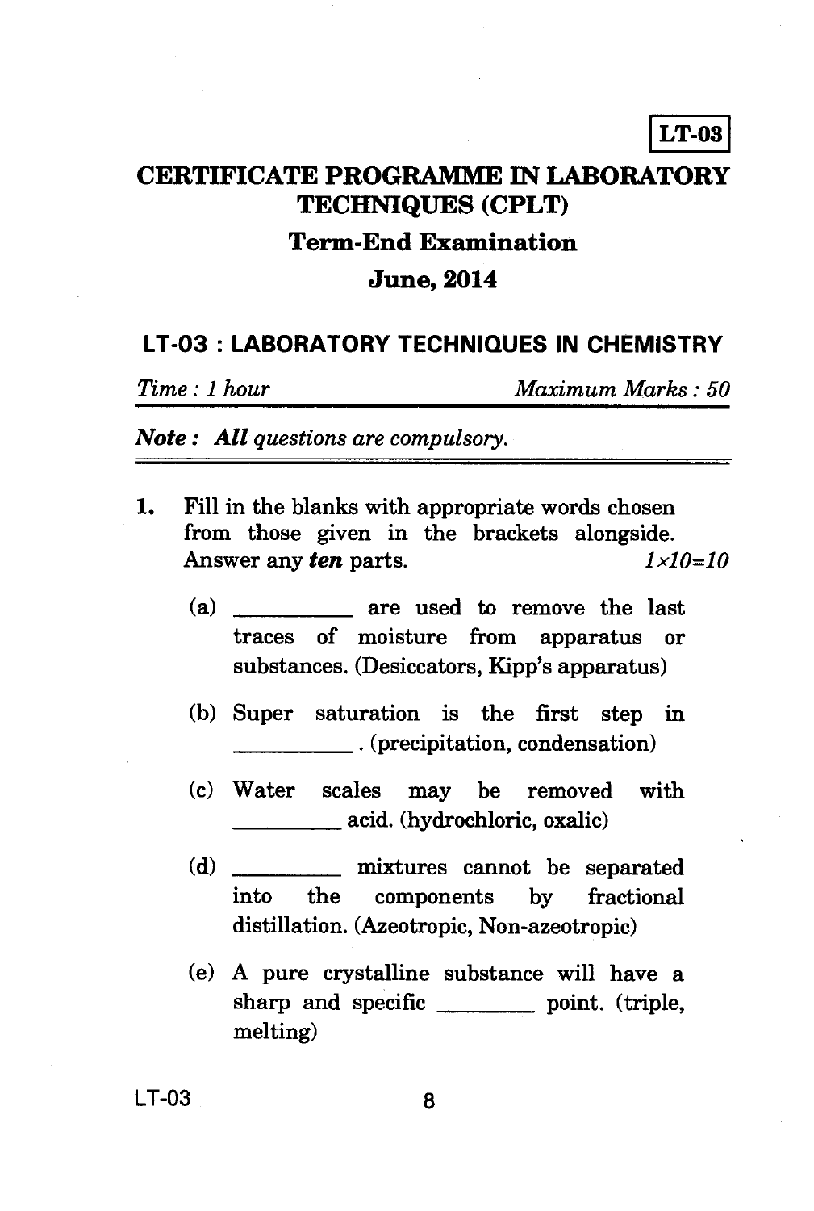**LT-03**

# CERTIFICATE PROGRAMME IN LABORATORY TECHNIQUES (CPLT)

## Term-End Examination

## June, 2014

## LT-03 : LABORATORY TECHNIQUES IN CHEMISTRY

*Time : 1 hour* *Maximum Marks : 50*

***Note :*** ***All** questions are compulsory.*

1. Fill in the blanks with appropriate words chosen from those given in the brackets alongside. Answer any ***ten*** parts. *1×10=10*

   (a) __________ are used to remove the last traces of moisture from apparatus or substances. (Desiccators, Kipp's apparatus)

   (b) Super saturation is the first step in __________ . (precipitation, condensation)

   (c) Water scales may be removed with __________ acid. (hydrochloric, oxalic)

   (d) __________ mixtures cannot be separated into the components by fractional distillation. (Azeotropic, Non-azeotropic)

   (e) A pure crystalline substance will have a sharp and specific ________ point. (triple, melting)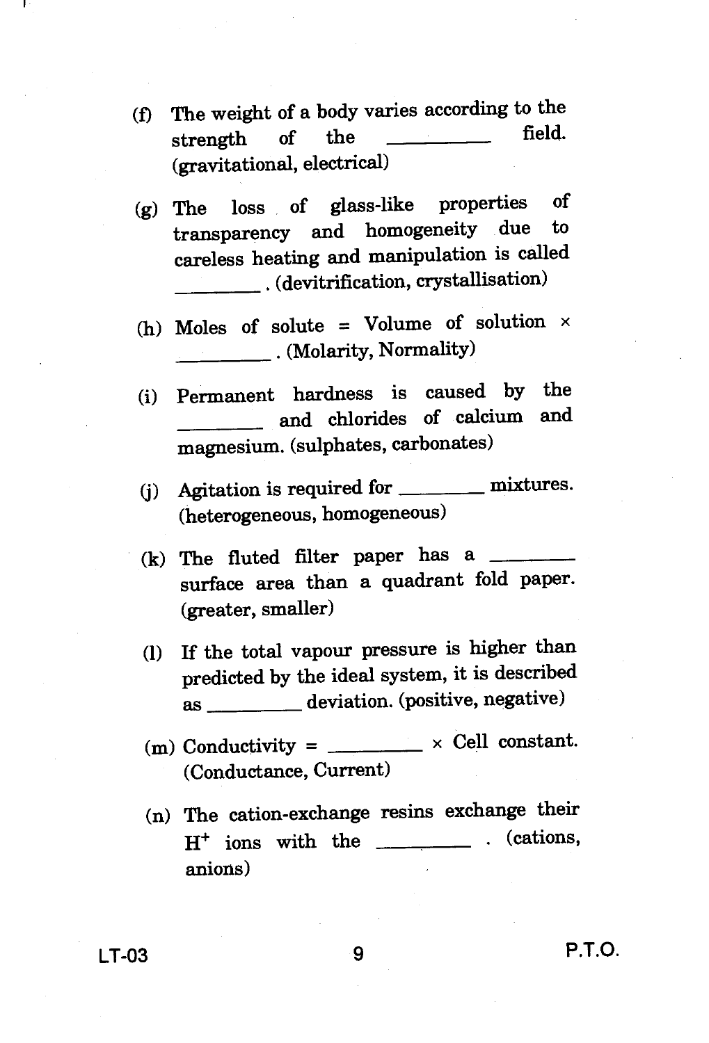(f) The weight of a body varies according to the strength of the ________ field. (gravitational, electrical)

(g) The loss of glass-like properties of transparency and homogeneity due to careless heating and manipulation is called ________. (devitrification, crystallisation)

(h) Moles of solute = Volume of solution × ________. (Molarity, Normality)

(i) Permanent hardness is caused by the ________ and chlorides of calcium and magnesium. (sulphates, carbonates)

(j) Agitation is required for ________ mixtures. (heterogeneous, homogeneous)

(k) The fluted filter paper has a ________ surface area than a quadrant fold paper. (greater, smaller)

(l) If the total vapour pressure is higher than predicted by the ideal system, it is described as ________ deviation. (positive, negative)

(m) Conductivity = ________ × Cell constant. (Conductance, Current)

(n) The cation-exchange resins exchange their $H^+$ ions with the ________. (cations, anions)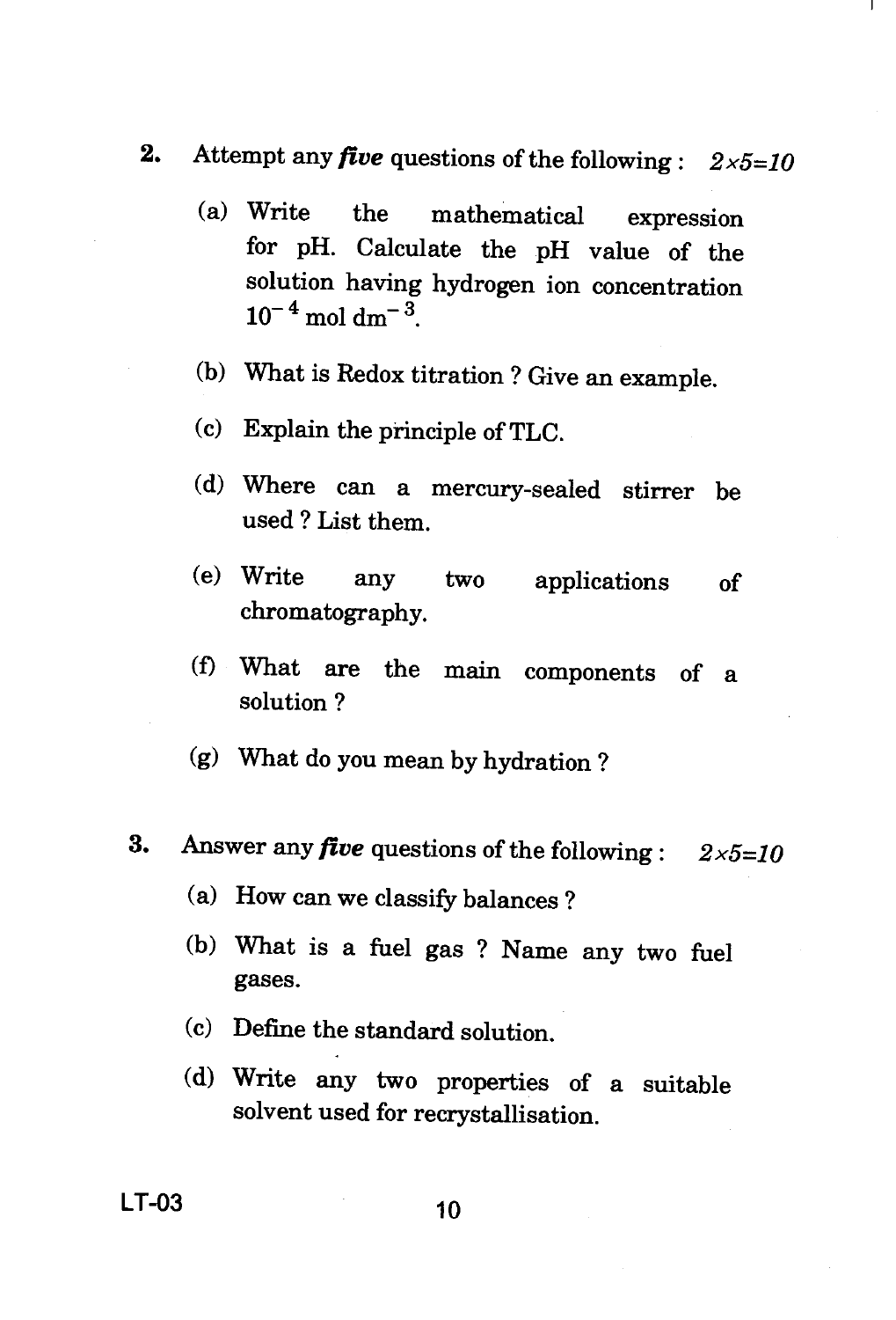2. Attempt any ***five*** questions of the following : $2 \times 5 = 10$

   (a) Write the mathematical expression for pH. Calculate the pH value of the solution having hydrogen ion concentration $10^{-4}$ mol dm$^{-3}$.

   (b) What is Redox titration ? Give an example.

   (c) Explain the principle of TLC.

   (d) Where can a mercury-sealed stirrer be used ? List them.

   (e) Write any two applications of chromatography.

   (f) What are the main components of a solution ?

   (g) What do you mean by hydration ?

3. Answer any ***five*** questions of the following : $2 \times 5 = 10$

   (a) How can we classify balances ?

   (b) What is a fuel gas ? Name any two fuel gases.

   (c) Define the standard solution.

   (d) Write any two properties of a suitable solvent used for recrystallisation.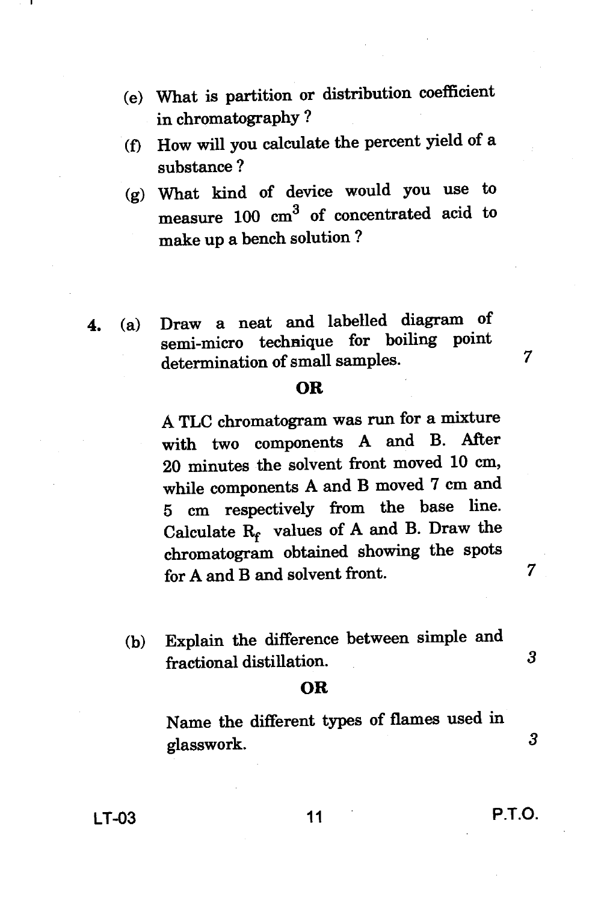(e) What is partition or distribution coefficient in chromatography ?

(f) How will you calculate the percent yield of a substance ?

(g) What kind of device would you use to measure 100 $cm^3$ of concentrated acid to make up a bench solution ?

4. (a) Draw a neat and labelled diagram of semi-micro technique for boiling point determination of small samples. 7

**OR**

A TLC chromatogram was run for a mixture with two components A and B. After 20 minutes the solvent front moved 10 cm, while components A and B moved 7 cm and 5 cm respectively from the base line. Calculate $R_f$ values of A and B. Draw the chromatogram obtained showing the spots for A and B and solvent front. 7

(b) Explain the difference between simple and fractional distillation. 3

**OR**

Name the different types of flames used in glasswork. 3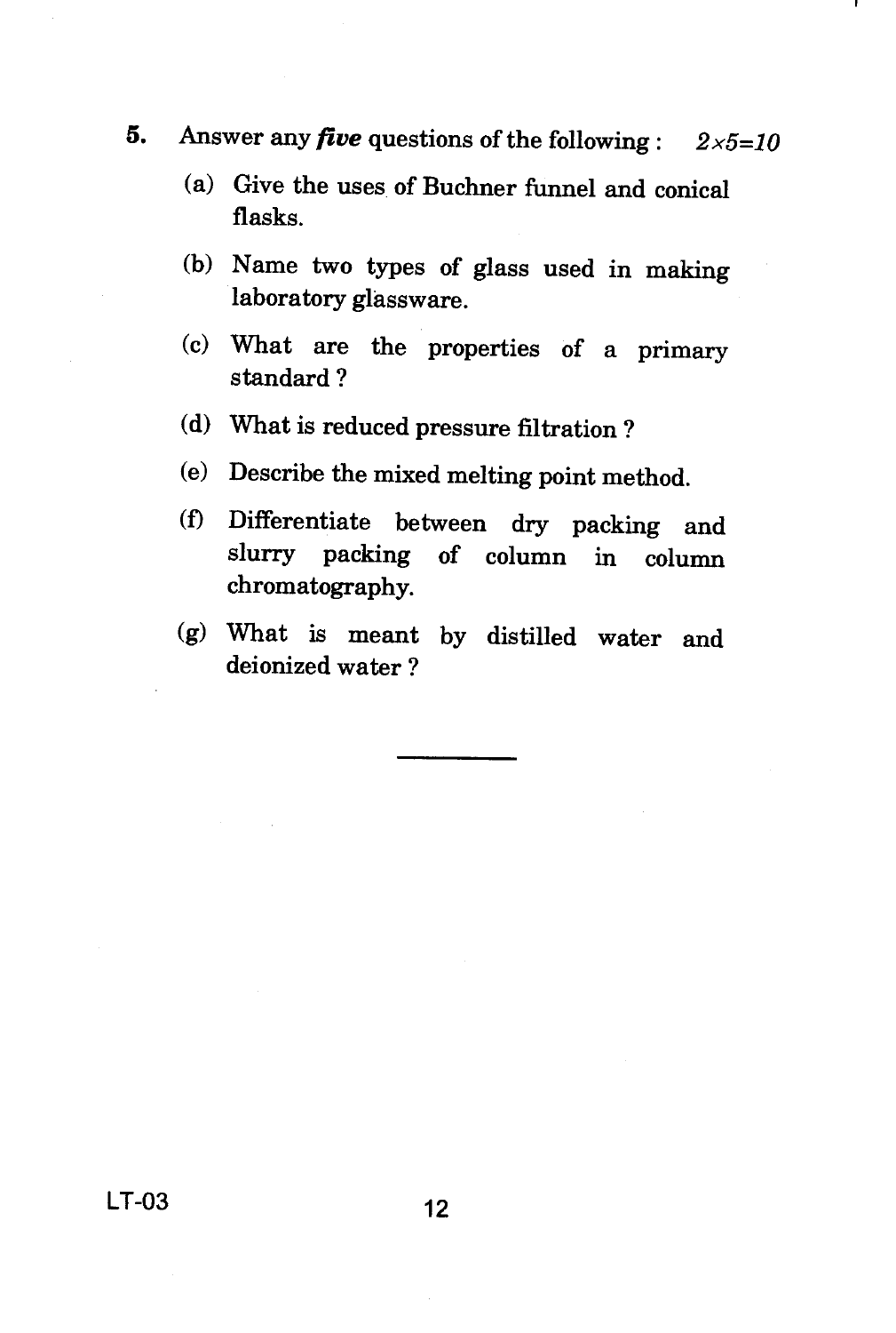5. Answer any ***five*** questions of the following : *2×5=10*

   (a) Give the uses of Buchner funnel and conical flasks.

   (b) Name two types of glass used in making laboratory glassware.

   (c) What are the properties of a primary standard ?

   (d) What is reduced pressure filtration ?

   (e) Describe the mixed melting point method.

   (f) Differentiate between dry packing and slurry packing of column in column chromatography.

   (g) What is meant by distilled water and deionized water ?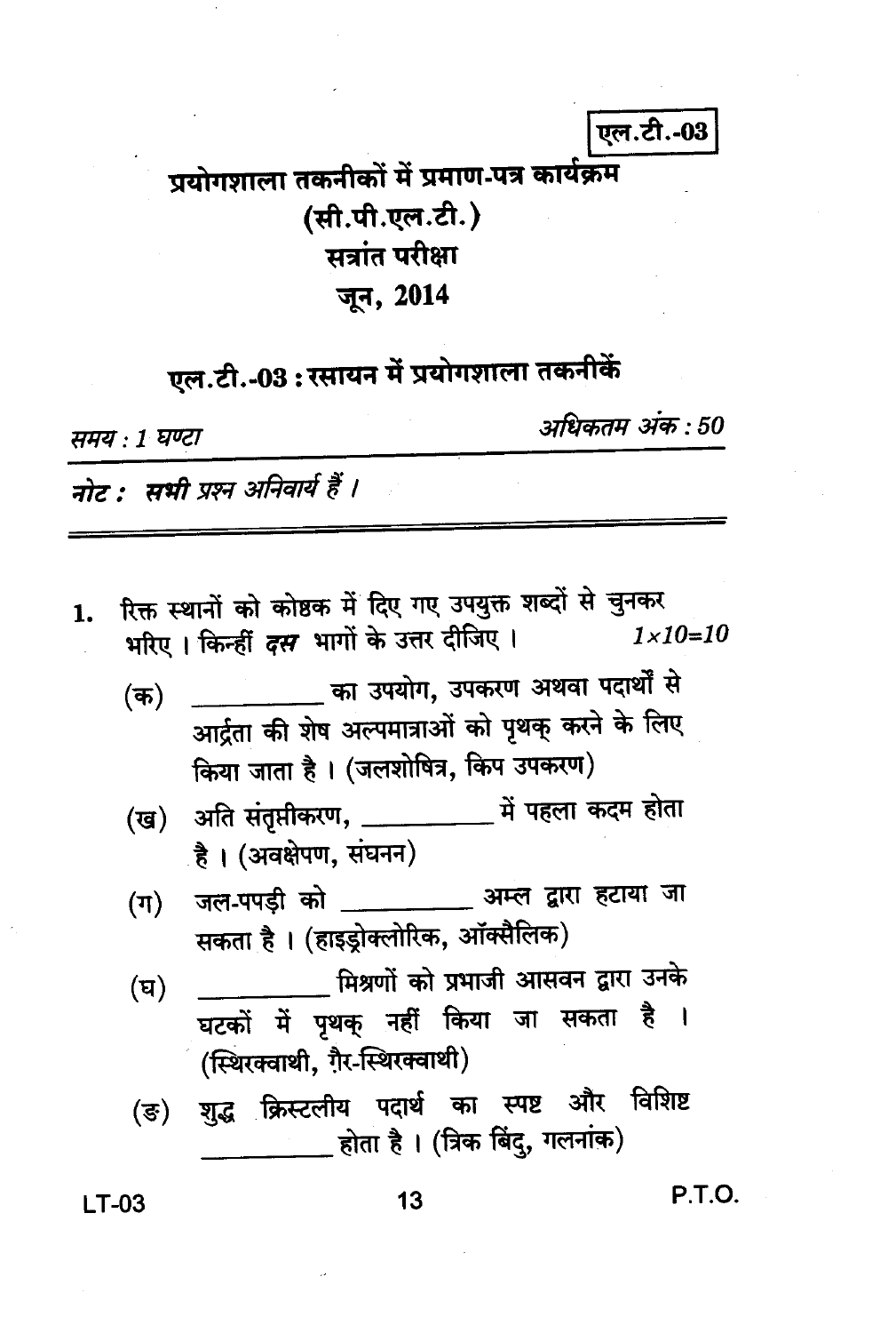एल.टी.-03

# प्रयोगशाला तकनीकों में प्रमाण-पत्र कार्यक्रम
## (सी.पी.एल.टी.)
## सत्रांत परीक्षा
## जून, 2014

## एल.टी.-03 : रसायन में प्रयोगशाला तकनीकें

*समय : 1 घण्टा* *अधिकतम अंक : 50*

***नोट :*** *सभी प्रश्न अनिवार्य हैं ।*

---

1. रिक्त स्थानों को कोष्ठक में दिए गए उपयुक्त शब्दों से चुनकर भरिए । किन्हीं *दस* भागों के उत्तर दीजिए । *1×10=10*

   (क) __________ का उपयोग, उपकरण अथवा पदार्थों से आर्द्रता की शेष अल्पमात्राओं को पृथक् करने के लिए किया जाता है । (जलशोषित्र, किप उपकरण)

   (ख) अति संतृप्तीकरण, __________ में पहला कदम होता है । (अवक्षेपण, संघनन)

   (ग) जल-पपड़ी को __________ अम्ल द्वारा हटाया जा सकता है । (हाइड्रोक्लोरिक, ऑक्सैलिक)

   (घ) __________ मिश्रणों को प्रभाजी आसवन द्वारा उनके घटकों में पृथक् नहीं किया जा सकता है । (स्थिरक्वाथी, ग़ैर-स्थिरक्वाथी)

   (ङ) शुद्ध क्रिस्टलीय पदार्थ का स्पष्ट और विशिष्ट __________ होता है । (त्रिक बिंदु, गलनांक)

LT-03 P.T.O.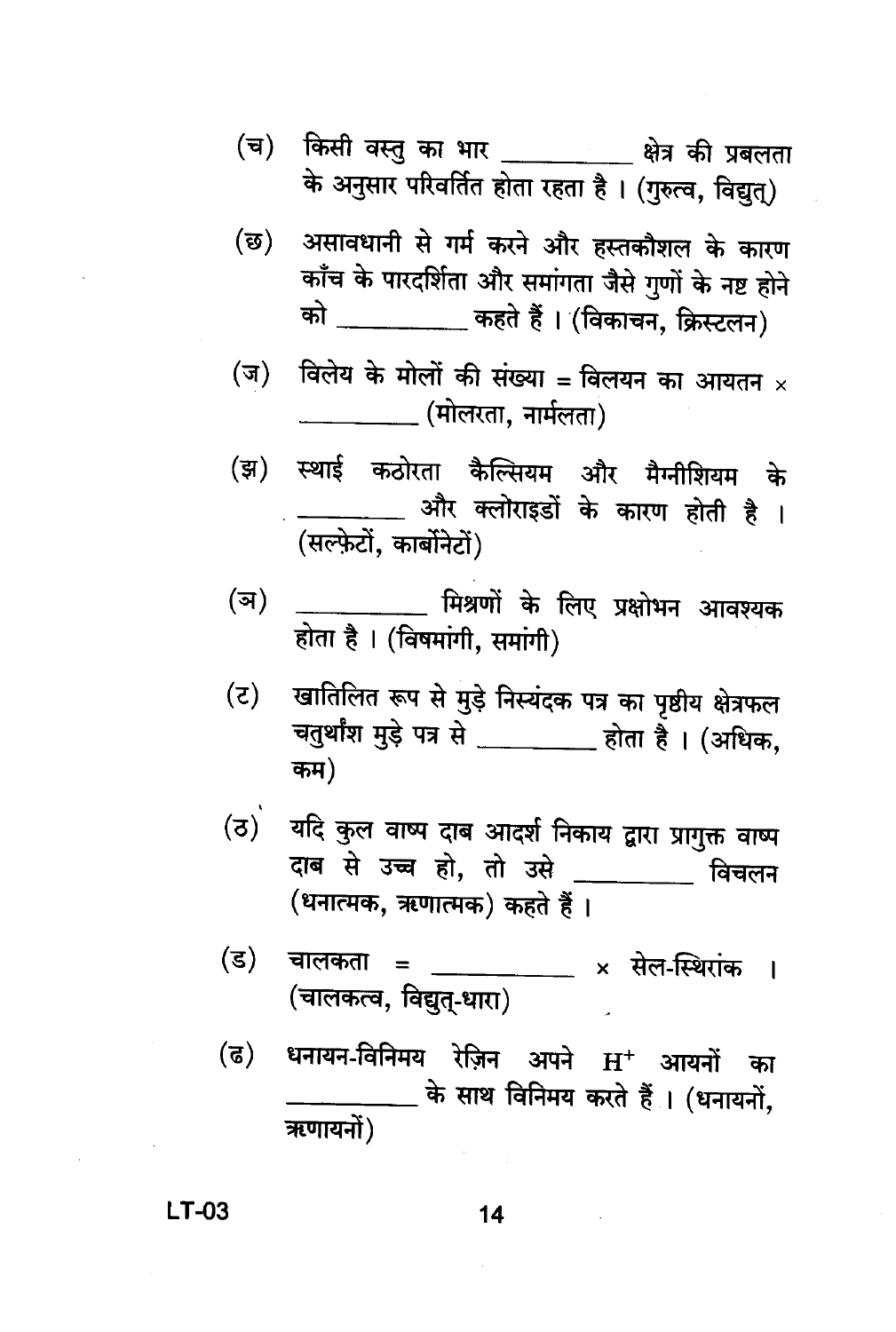(च) किसी वस्तु का भार __________ क्षेत्र की प्रबलता के अनुसार परिवर्तित होता रहता है । (गुरुत्व, विद्युत्)

(छ) असावधानी से गर्म करने और हस्तकौशल के कारण काँच के पारदर्शिता और समांगता जैसे गुणों के नष्ट होने को __________ कहते हैं । (विकाचन, क्रिस्टलन)

(ज) विलेय के मोलों की संख्या = विलयन का आयतन × __________ (मोलरता, नार्मलता)

(झ) स्थाई कठोरता कैल्सियम और मैग्नीशियम के __________ और क्लोराइडों के कारण होती है । (सल्फ़ेटों, कार्बोनेटों)

(ञ) __________ मिश्रणों के लिए प्रक्षोभन आवश्यक होता है । (विषमांगी, समांगी)

(ट) खातिलित रूप से मुड़े निस्यंदक पत्र का पृष्ठीय क्षेत्रफल चतुर्थांश मुड़े पत्र से __________ होता है । (अधिक, कम)

(ठ) यदि कुल वाष्प दाब आदर्श निकाय द्वारा प्रागुक्त वाष्प दाब से उच्च हो, तो उसे __________ विचलन (धनात्मक, ऋणात्मक) कहते हैं ।

(ड) चालकता = __________ × सेल-स्थिरांक । (चालकत्व, विद्युत्-धारा)

(ढ) धनायन-विनिमय रेज़िन अपने $H^+$ आयनों का __________ के साथ विनिमय करते हैं । (धनायनों, ऋणायनों)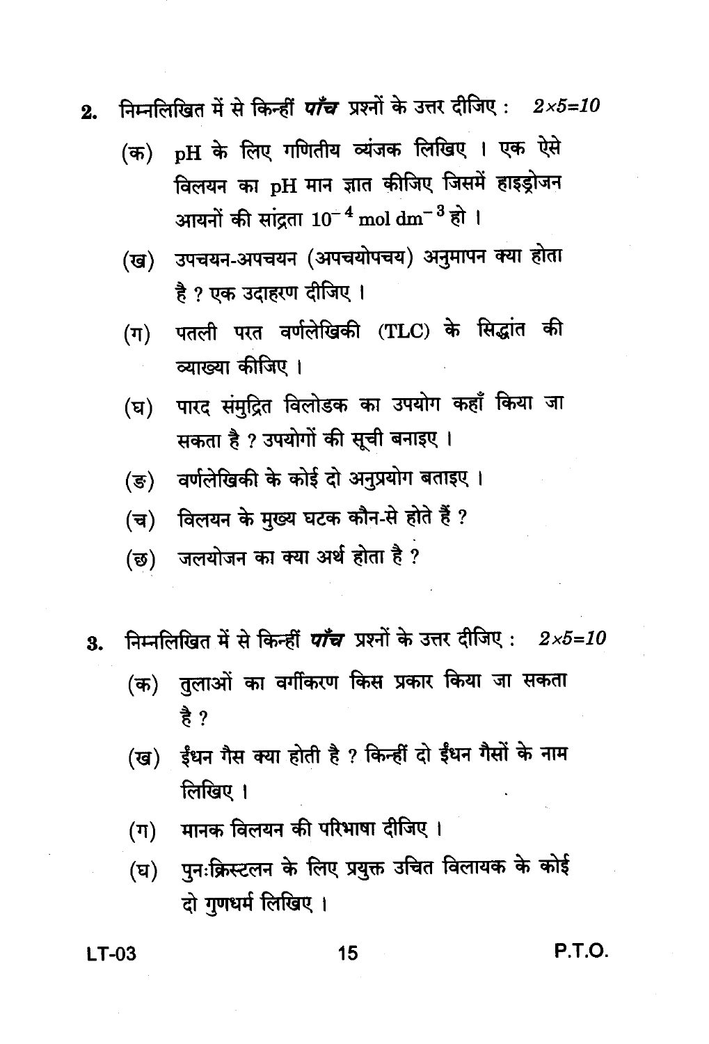2. निम्नलिखित में से किन्हीं ***पाँच*** प्रश्नों के उत्तर दीजिए : *2×5=10*

   (क) pH के लिए गणितीय व्यंजक लिखिए । एक ऐसे विलयन का pH मान ज्ञात कीजिए जिसमें हाइड्रोजन आयनों की सांद्रता $10^{-4}$ mol $dm^{-3}$ हो ।

   (ख) उपचयन-अपचयन (अपचयोपचय) अनुमापन क्या होता है ? एक उदाहरण दीजिए ।

   (ग) पतली परत वर्णलेखिकी (TLC) के सिद्धांत की व्याख्या कीजिए ।

   (घ) पारद संमुद्रित विलोडक का उपयोग कहाँ किया जा सकता है ? उपयोगों की सूची बनाइए ।

   (ङ) वर्णलेखिकी के कोई दो अनुप्रयोग बताइए ।

   (च) विलयन के मुख्य घटक कौन-से होते हैं ?

   (छ) जलयोजन का क्या अर्थ होता है ?

3. निम्नलिखित में से किन्हीं ***पाँच*** प्रश्नों के उत्तर दीजिए : *2×5=10*

   (क) तुलाओं का वर्गीकरण किस प्रकार किया जा सकता है ?

   (ख) ईंधन गैस क्या होती है ? किन्हीं दो ईंधन गैसों के नाम लिखिए ।

   (ग) मानक विलयन की परिभाषा दीजिए ।

   (घ) पुनःक्रिस्टलन के लिए प्रयुक्त उचित विलायक के कोई दो गुणधर्म लिखिए ।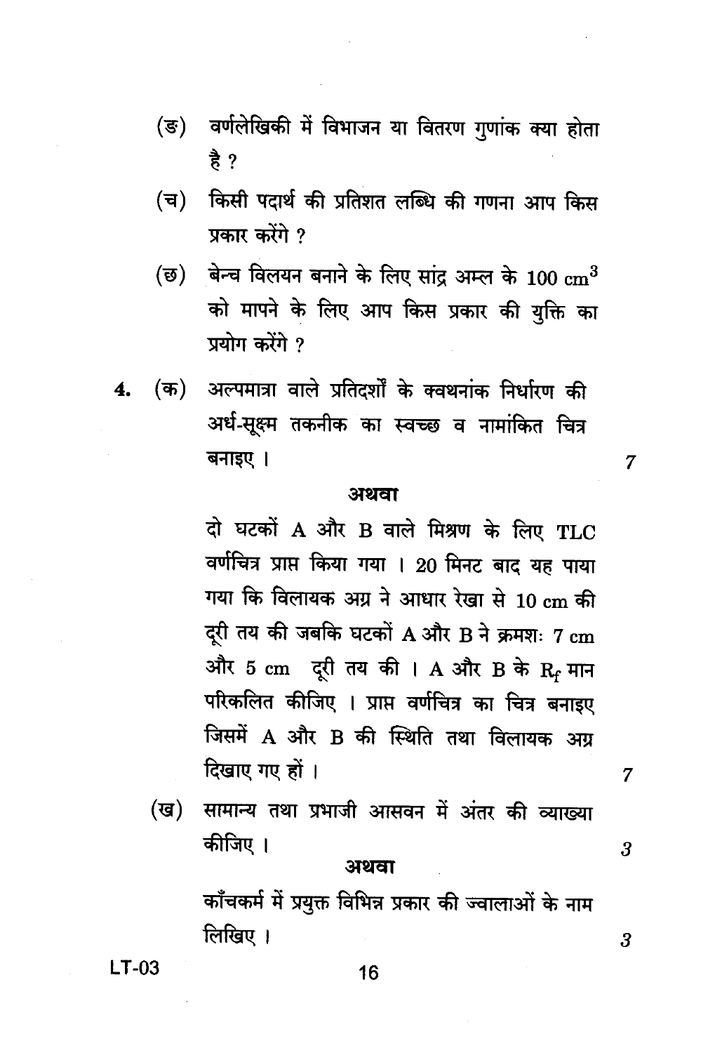(ङ) वर्णलेखिकी में विभाजन या वितरण गुणांक क्या होता है ?

(च) किसी पदार्थ की प्रतिशत लब्धि की गणना आप किस प्रकार करेंगे ?

(छ) बेन्च विलयन बनाने के लिए सांद्र अम्ल के 100 $cm^3$ को मापने के लिए आप किस प्रकार की युक्ति का प्रयोग करेंगे ?

4. (क) अल्पमात्रा वाले प्रतिदर्शों के क्वथनांक निर्धारण की अर्ध-सूक्ष्म तकनीक का स्वच्छ व नामांकित चित्र बनाइए । 7

**अथवा**

दो घटकों A और B वाले मिश्रण के लिए TLC वर्णचित्र प्राप्त किया गया । 20 मिनट बाद यह पाया गया कि विलायक अग्र ने आधार रेखा से 10 cm की दूरी तय की जबकि घटकों A और B ने क्रमशः 7 cm और 5 cm दूरी तय की । A और B के $R_f$ मान परिकलित कीजिए । प्राप्त वर्णचित्र का चित्र बनाइए जिसमें A और B की स्थिति तथा विलायक अग्र दिखाए गए हों । 7

(ख) सामान्य तथा प्रभाजी आसवन में अंतर की व्याख्या कीजिए । 3

**अथवा**

काँचकर्म में प्रयुक्त विभिन्न प्रकार की ज्वालाओं के नाम लिखिए । 3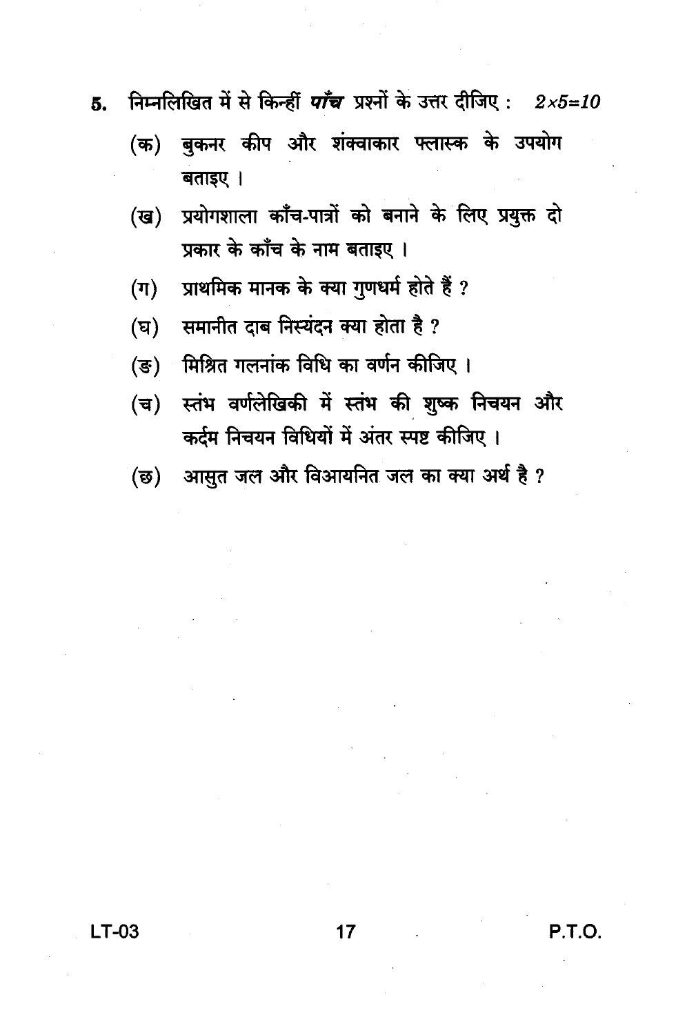5. निम्नलिखित में से किन्हीं ***पाँच*** प्रश्नों के उत्तर दीजिए : *2×5=10*

   (क) बुकनर कीप और शंक्वाकार फ्लास्क के उपयोग बताइए ।

   (ख) प्रयोगशाला काँच-पात्रों को बनाने के लिए प्रयुक्त दो प्रकार के काँच के नाम बताइए ।

   (ग) प्राथमिक मानक के क्या गुणधर्म होते हैं ?

   (घ) समानीत दाब निस्यंदन क्या होता है ?

   (ङ) मिश्रित गलनांक विधि का वर्णन कीजिए ।

   (च) स्तंभ वर्णलेखिकी में स्तंभ की शुष्क निचयन और कर्दम निचयन विधियों में अंतर स्पष्ट कीजिए ।

   (छ) आसुत जल और विआयनित जल का क्या अर्थ है ?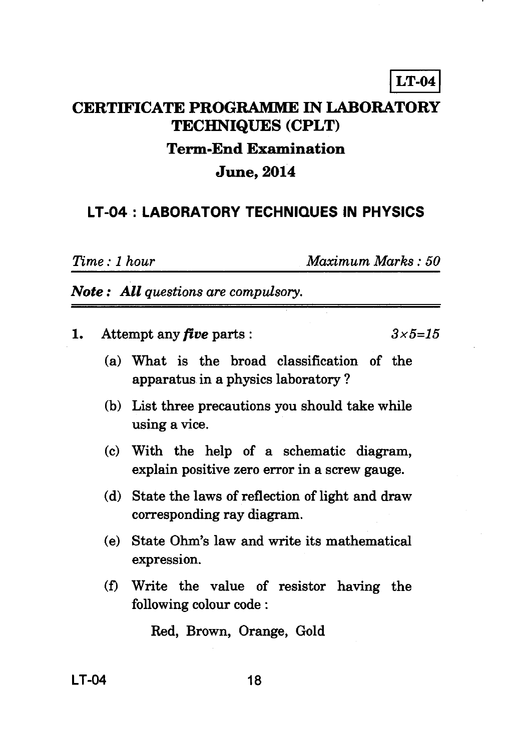LT-04

# CERTIFICATE PROGRAMME IN LABORATORY TECHNIQUES (CPLT)

## Term-End Examination

## June, 2014

## LT-04 : LABORATORY TECHNIQUES IN PHYSICS

*Time : 1 hour* *Maximum Marks : 50*

***Note :*** ***All*** *questions are compulsory.*

1. Attempt any ***five*** parts : $3 \times 5 = 15$

   (a) What is the broad classification of the apparatus in a physics laboratory ?

   (b) List three precautions you should take while using a vice.

   (c) With the help of a schematic diagram, explain positive zero error in a screw gauge.

   (d) State the laws of reflection of light and draw corresponding ray diagram.

   (e) State Ohm's law and write its mathematical expression.

   (f) Write the value of resistor having the following colour code :

   Red, Brown, Orange, Gold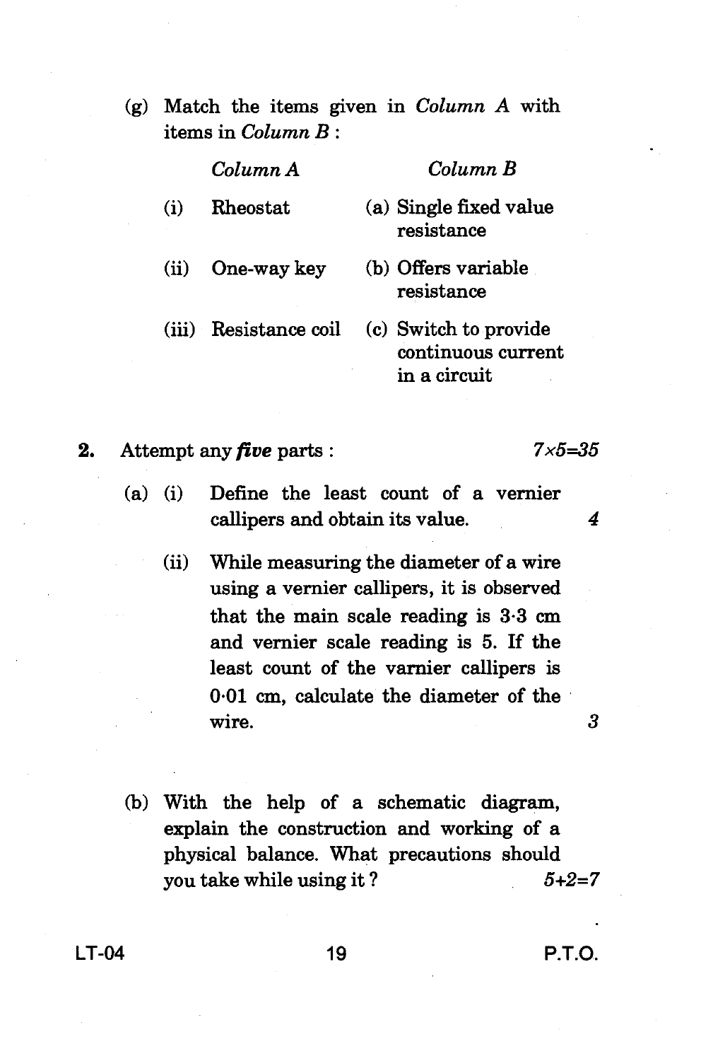(g) Match the items given in *Column A* with items in *Column B* :

| | *Column A* | | *Column B* |
|---|---|---|---|
| (i) | Rheostat | (a) | Single fixed value resistance |
| (ii) | One-way key | (b) | Offers variable resistance |
| (iii) | Resistance coil | (c) | Switch to provide continuous current in a circuit |

**2.** Attempt any ***five*** parts : $7 \times 5 = 35$

(a) (i) Define the least count of a vernier callipers and obtain its value. 4

(ii) While measuring the diameter of a wire using a vernier callipers, it is observed that the main scale reading is 3·3 cm and vernier scale reading is 5. If the least count of the varnier callipers is 0·01 cm, calculate the diameter of the wire. 3

(b) With the help of a schematic diagram, explain the construction and working of a physical balance. What precautions should you take while using it ? $5+2=7$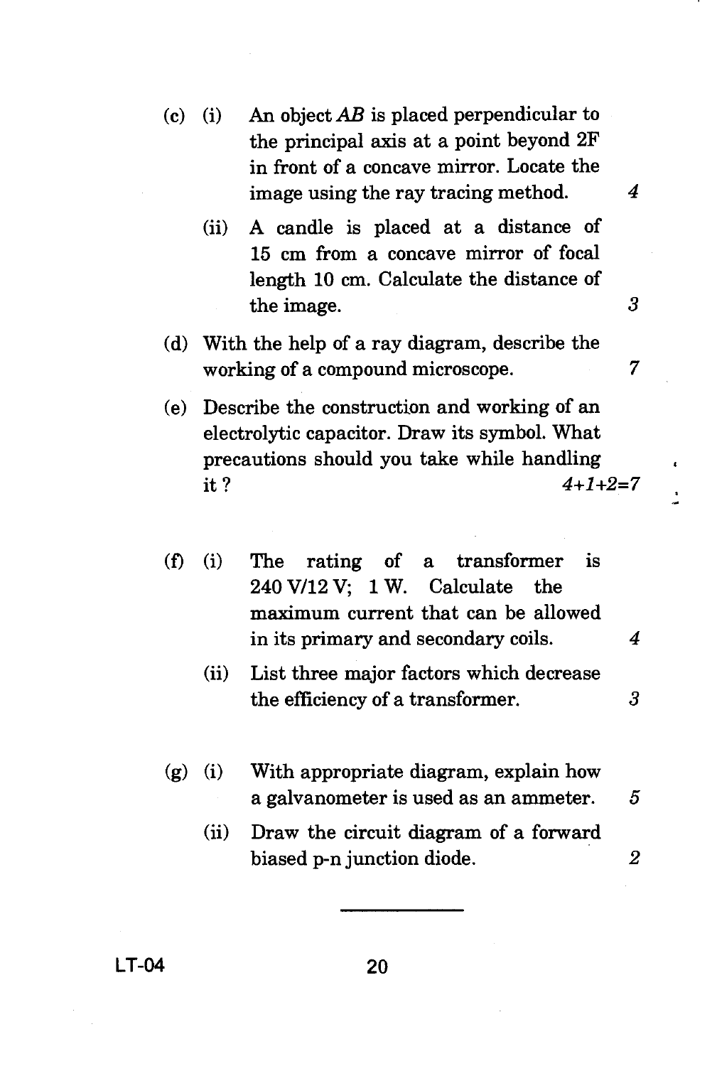(c) (i) An object $AB$ is placed perpendicular to the principal axis at a point beyond 2F in front of a concave mirror. Locate the image using the ray tracing method. *4*

(ii) A candle is placed at a distance of 15 cm from a concave mirror of focal length 10 cm. Calculate the distance of the image. *3*

(d) With the help of a ray diagram, describe the working of a compound microscope. *7*

(e) Describe the construction and working of an electrolytic capacitor. Draw its symbol. What precautions should you take while handling it ? *4+1+2=7*

(f) (i) The rating of a transformer is 240 V/12 V; 1 W. Calculate the maximum current that can be allowed in its primary and secondary coils. *4*

(ii) List three major factors which decrease the efficiency of a transformer. *3*

(g) (i) With appropriate diagram, explain how a galvanometer is used as an ammeter. *5*

(ii) Draw the circuit diagram of a forward biased p-n junction diode. *2*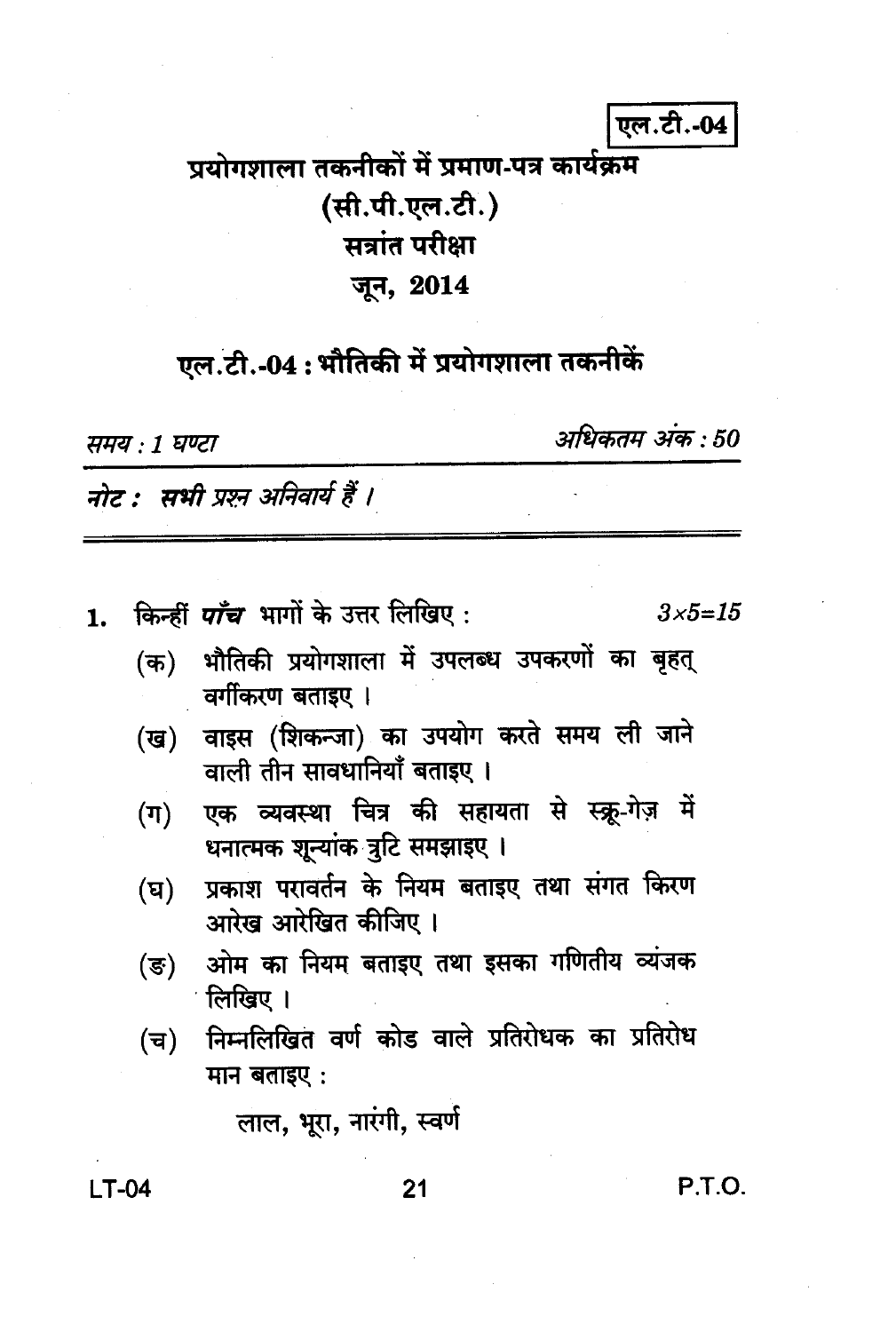एल.टी.-04

# प्रयोगशाला तकनीकों में प्रमाण-पत्र कार्यक्रम

## (सी.पी.एल.टी.)

## सत्रांत परीक्षा

## जून, 2014

## एल.टी.-04 : भौतिकी में प्रयोगशाला तकनीकें

*समय : 1 घण्टा* *अधिकतम अंक : 50*

*नोट : सभी प्रश्न अनिवार्य हैं ।*

---

1. किन्हीं ***पाँच*** भागों के उत्तर लिखिए : $3 \times 5 = 15$

   (क) भौतिकी प्रयोगशाला में उपलब्ध उपकरणों का बृहत् वर्गीकरण बताइए ।

   (ख) वाइस (शिकन्जा) का उपयोग करते समय ली जाने वाली तीन सावधानियाँ बताइए ।

   (ग) एक व्यवस्था चित्र की सहायता से स्क्रू-गेज़ में धनात्मक शून्यांक त्रुटि समझाइए ।

   (घ) प्रकाश परावर्तन के नियम बताइए तथा संगत किरण आरेख आरेखित कीजिए ।

   (ङ) ओम का नियम बताइए तथा इसका गणितीय व्यंजक लिखिए ।

   (च) निम्नलिखित वर्ण कोड वाले प्रतिरोधक का प्रतिरोध मान बताइए :

   लाल, भूरा, नारंगी, स्वर्ण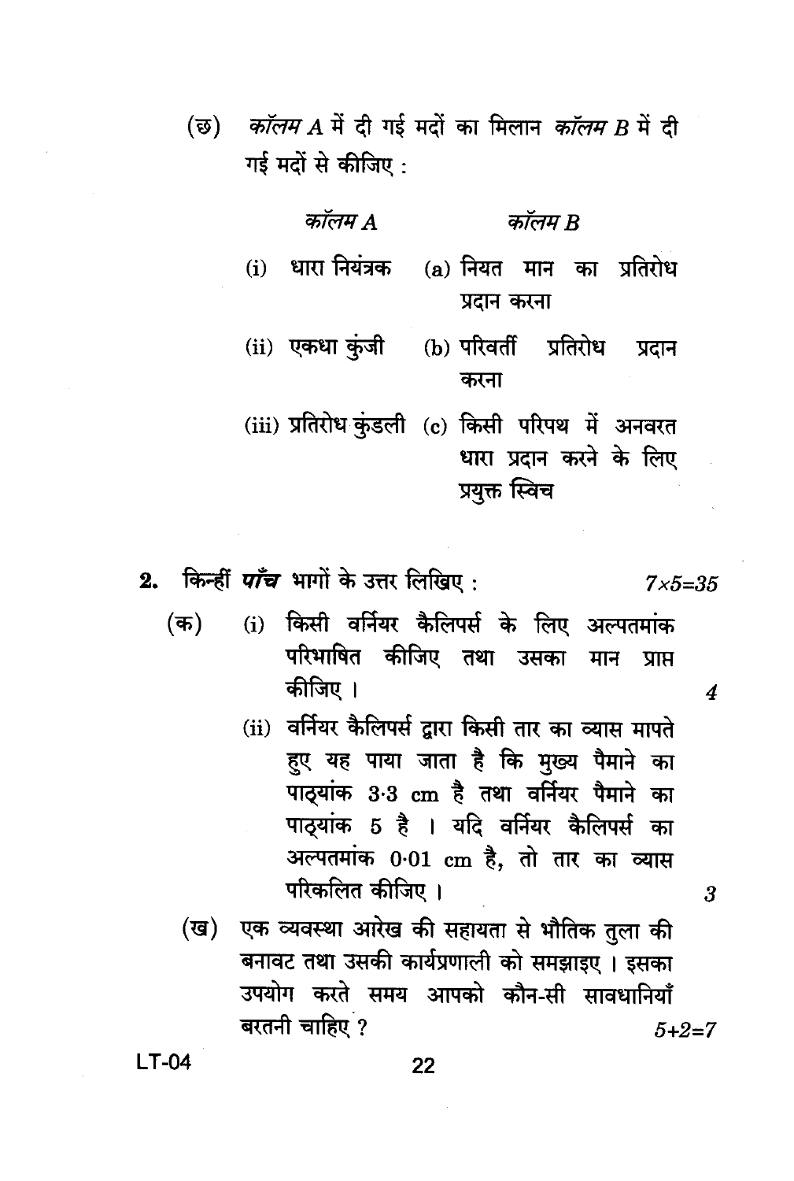(छ) *कॉलम A* में दी गई मदों का मिलान *कॉलम B* में दी गई मदों से कीजिए :

| *कॉलम A* | *कॉलम B* |
|---|---|
| (i) धारा नियंत्रक | (a) नियत मान का प्रतिरोध प्रदान करना |
| (ii) एकधा कुंजी | (b) परिवर्ती प्रतिरोध प्रदान करना |
| (iii) प्रतिरोध कुंडली | (c) किसी परिपथ में अनवरत धारा प्रदान करने के लिए प्रयुक्त स्विच |

**2.** किन्हीं ***पाँच*** भागों के उत्तर लिखिए : *7×5=35*

(क) (i) किसी वर्नियर कैलिपर्स के लिए अल्पतमांक परिभाषित कीजिए तथा उसका मान प्राप्त कीजिए। *4*

(ii) वर्नियर कैलिपर्स द्वारा किसी तार का व्यास मापते हुए यह पाया जाता है कि मुख्य पैमाने का पाठ्यांक 3·3 cm है तथा वर्नियर पैमाने का पाठ्यांक 5 है । यदि वर्नियर कैलिपर्स का अल्पतमांक 0·01 cm है, तो तार का व्यास परिकलित कीजिए। *3*

(ख) एक व्यवस्था आरेख की सहायता से भौतिक तुला की बनावट तथा उसकी कार्यप्रणाली को समझाइए । इसका उपयोग करते समय आपको कौन-सी सावधानियाँ बरतनी चाहिए ? *5+2=7*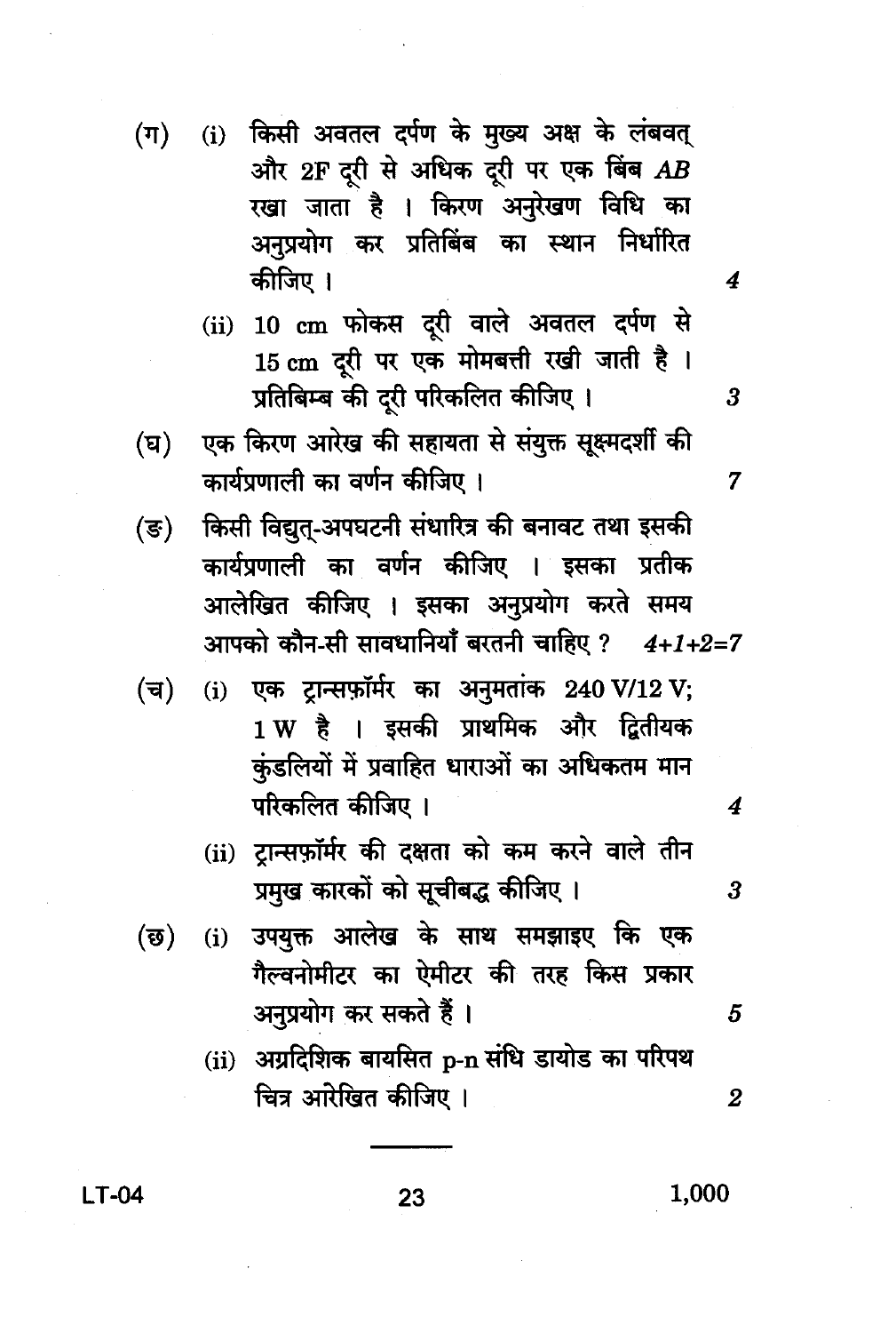(ग) (i) किसी अवतल दर्पण के मुख्य अक्ष के लंबवत् और 2F दूरी से अधिक दूरी पर एक बिंब *AB* रखा जाता है । किरण अनुरेखण विधि का अनुप्रयोग कर प्रतिबिंब का स्थान निर्धारित कीजिए । **4**

(ii) 10 cm फोकस दूरी वाले अवतल दर्पण से 15 cm दूरी पर एक मोमबत्ती रखी जाती है । प्रतिबिम्ब की दूरी परिकलित कीजिए । **3**

(घ) एक किरण आरेख की सहायता से संयुक्त सूक्ष्मदर्शी की कार्यप्रणाली का वर्णन कीजिए । **7**

(ङ) किसी विद्युत्-अपघटनी संधारित्र की बनावट तथा इसकी कार्यप्रणाली का वर्णन कीजिए । इसका प्रतीक आलेखित कीजिए । इसका अनुप्रयोग करते समय आपको कौन-सी सावधानियाँ बरतनी चाहिए ? ***4+1+2=7***

(च) (i) एक ट्रान्सफ़ॉर्मर का अनुमतांक 240 V/12 V; 1 W है । इसकी प्राथमिक और द्वितीयक कुंडलियों में प्रवाहित धाराओं का अधिकतम मान परिकलित कीजिए । **4**

(ii) ट्रान्सफ़ॉर्मर की दक्षता को कम करने वाले तीन प्रमुख कारकों को सूचीबद्ध कीजिए । **3**

(छ) (i) उपयुक्त आलेख के साथ समझाइए कि एक गैल्वनोमीटर का ऐमीटर की तरह किस प्रकार अनुप्रयोग कर सकते हैं । **5**

(ii) अग्रदिशिक बायसित p-n संधि डायोड का परिपथ चित्र आरेखित कीजिए । **2**

---

LT-04 1,000